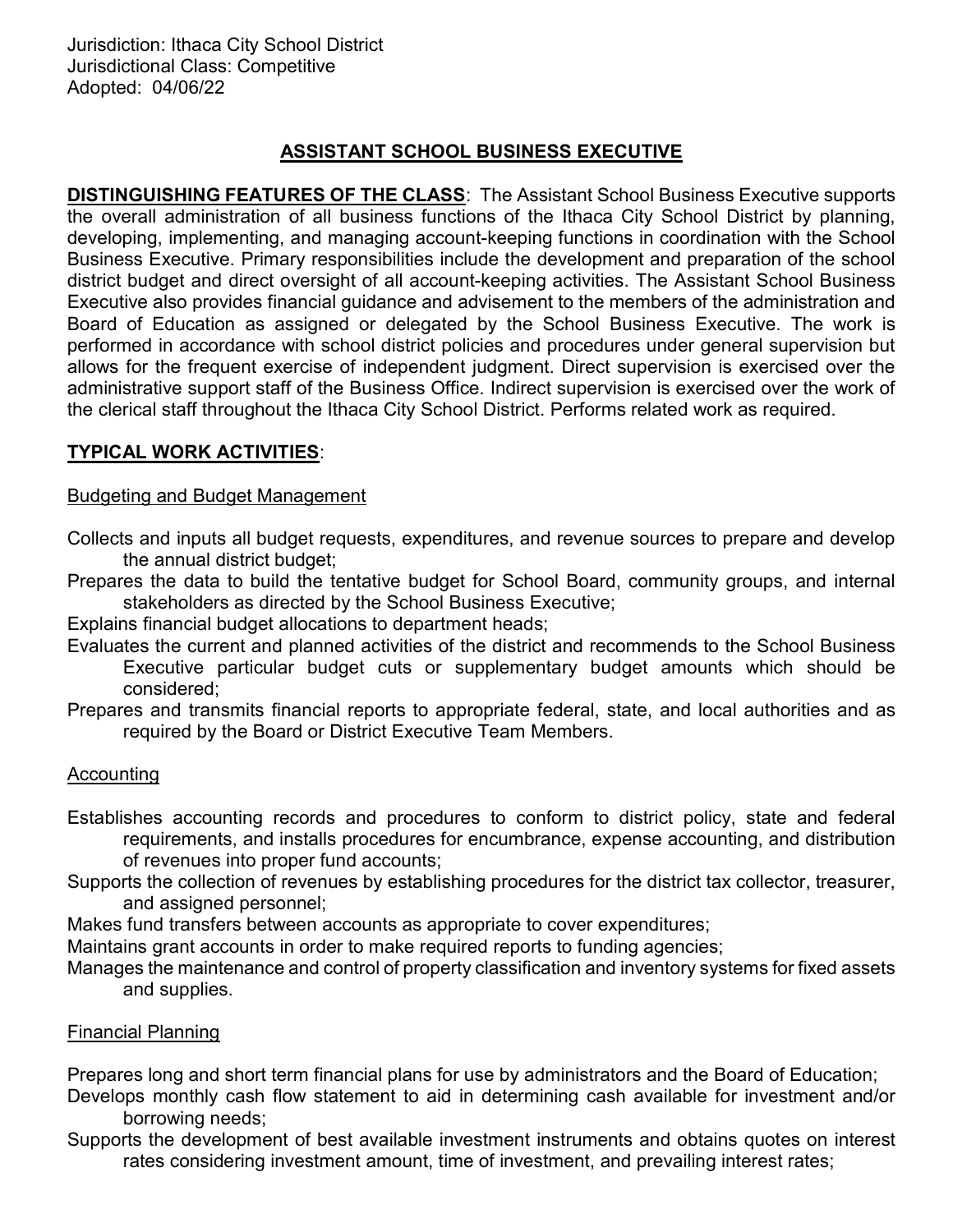Jurisdiction: Ithaca City School District
Jurisdictional Class: Competitive
Adopted: 04/06/22

# ASSISTANT SCHOOL BUSINESS EXECUTIVE

**DISTINGUISHING FEATURES OF THE CLASS**: The Assistant School Business Executive supports the overall administration of all business functions of the Ithaca City School District by planning, developing, implementing, and managing account-keeping functions in coordination with the School Business Executive. Primary responsibilities include the development and preparation of the school district budget and direct oversight of all account-keeping activities. The Assistant School Business Executive also provides financial guidance and advisement to the members of the administration and Board of Education as assigned or delegated by the School Business Executive. The work is performed in accordance with school district policies and procedures under general supervision but allows for the frequent exercise of independent judgment. Direct supervision is exercised over the administrative support staff of the Business Office. Indirect supervision is exercised over the work of the clerical staff throughout the Ithaca City School District. Performs related work as required.

## TYPICAL WORK ACTIVITIES:

### Budgeting and Budget Management

Collects and inputs all budget requests, expenditures, and revenue sources to prepare and develop the annual district budget;

Prepares the data to build the tentative budget for School Board, community groups, and internal stakeholders as directed by the School Business Executive;

Explains financial budget allocations to department heads;

Evaluates the current and planned activities of the district and recommends to the School Business Executive particular budget cuts or supplementary budget amounts which should be considered;

Prepares and transmits financial reports to appropriate federal, state, and local authorities and as required by the Board or District Executive Team Members.

### Accounting

Establishes accounting records and procedures to conform to district policy, state and federal requirements, and installs procedures for encumbrance, expense accounting, and distribution of revenues into proper fund accounts;

Supports the collection of revenues by establishing procedures for the district tax collector, treasurer, and assigned personnel;

Makes fund transfers between accounts as appropriate to cover expenditures;

Maintains grant accounts in order to make required reports to funding agencies;

Manages the maintenance and control of property classification and inventory systems for fixed assets and supplies.

### Financial Planning

Prepares long and short term financial plans for use by administrators and the Board of Education;

Develops monthly cash flow statement to aid in determining cash available for investment and/or borrowing needs;

Supports the development of best available investment instruments and obtains quotes on interest rates considering investment amount, time of investment, and prevailing interest rates;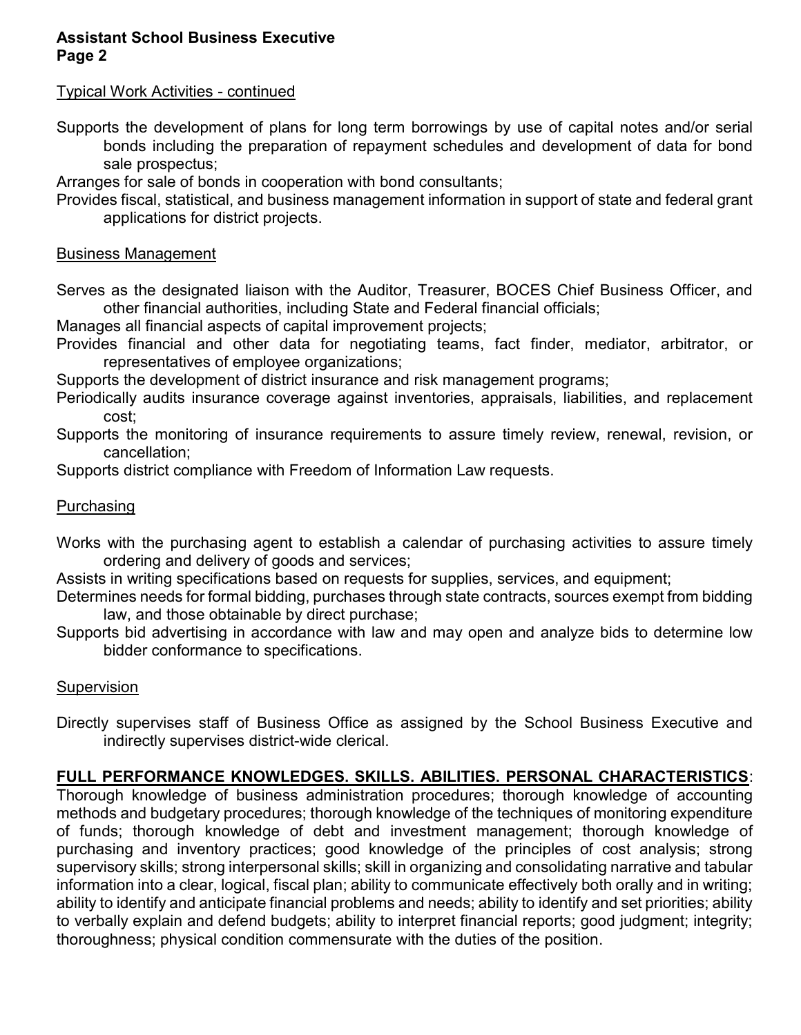Typical Work Activities - continued

Supports the development of plans for long term borrowings by use of capital notes and/or serial bonds including the preparation of repayment schedules and development of data for bond sale prospectus;

Arranges for sale of bonds in cooperation with bond consultants;

Provides fiscal, statistical, and business management information in support of state and federal grant applications for district projects.

Business Management

Serves as the designated liaison with the Auditor, Treasurer, BOCES Chief Business Officer, and other financial authorities, including State and Federal financial officials;

Manages all financial aspects of capital improvement projects;

Provides financial and other data for negotiating teams, fact finder, mediator, arbitrator, or representatives of employee organizations;

Supports the development of district insurance and risk management programs;

Periodically audits insurance coverage against inventories, appraisals, liabilities, and replacement cost;

Supports the monitoring of insurance requirements to assure timely review, renewal, revision, or cancellation;

Supports district compliance with Freedom of Information Law requests.

Purchasing

Works with the purchasing agent to establish a calendar of purchasing activities to assure timely ordering and delivery of goods and services;

Assists in writing specifications based on requests for supplies, services, and equipment;

Determines needs for formal bidding, purchases through state contracts, sources exempt from bidding law, and those obtainable by direct purchase;

Supports bid advertising in accordance with law and may open and analyze bids to determine low bidder conformance to specifications.

Supervision

Directly supervises staff of Business Office as assigned by the School Business Executive and indirectly supervises district-wide clerical.

**FULL PERFORMANCE KNOWLEDGES. SKILLS. ABILITIES. PERSONAL CHARACTERISTICS**: Thorough knowledge of business administration procedures; thorough knowledge of accounting methods and budgetary procedures; thorough knowledge of the techniques of monitoring expenditure of funds; thorough knowledge of debt and investment management; thorough knowledge of purchasing and inventory practices; good knowledge of the principles of cost analysis; strong supervisory skills; strong interpersonal skills; skill in organizing and consolidating narrative and tabular information into a clear, logical, fiscal plan; ability to communicate effectively both orally and in writing; ability to identify and anticipate financial problems and needs; ability to identify and set priorities; ability to verbally explain and defend budgets; ability to interpret financial reports; good judgment; integrity; thoroughness; physical condition commensurate with the duties of the position.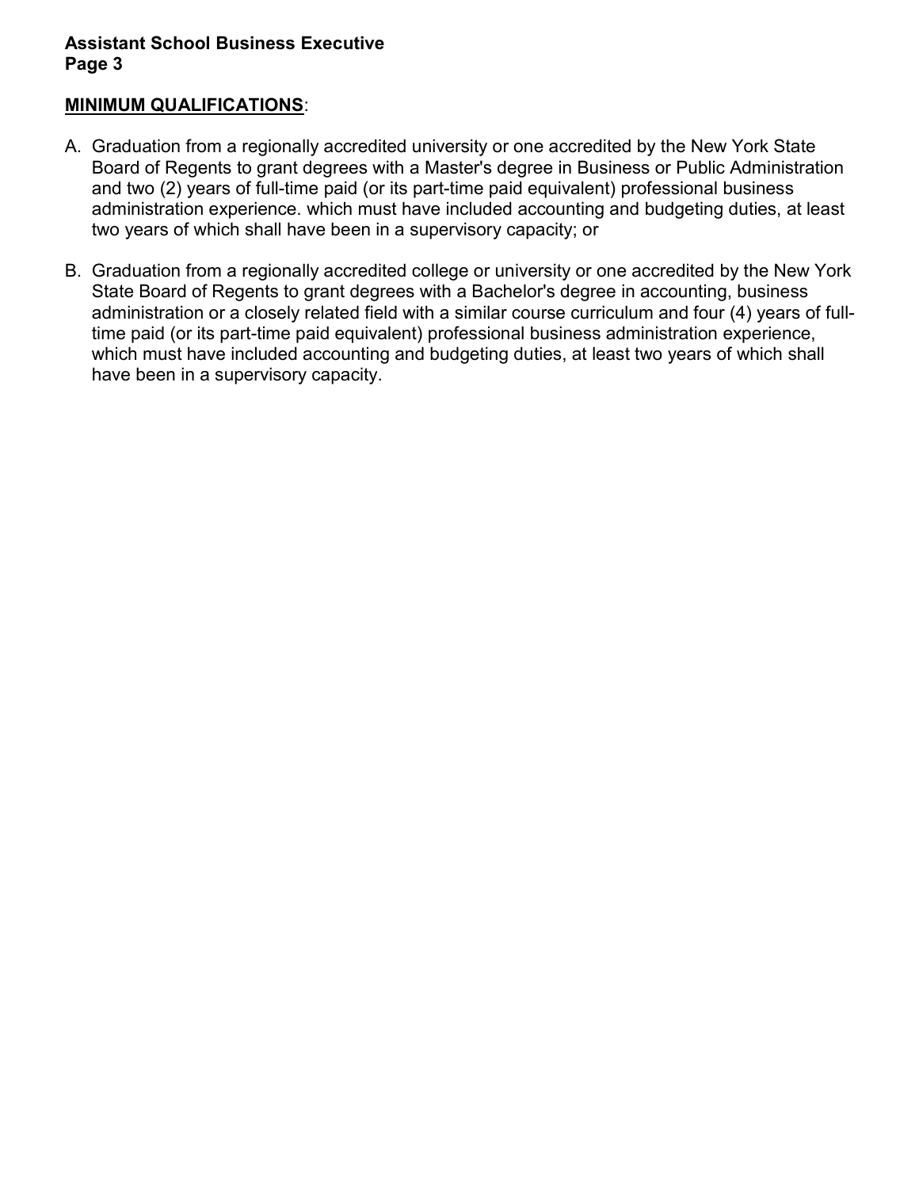## MINIMUM QUALIFICATIONS:

A. Graduation from a regionally accredited university or one accredited by the New York State Board of Regents to grant degrees with a Master's degree in Business or Public Administration and two (2) years of full-time paid (or its part-time paid equivalent) professional business administration experience. which must have included accounting and budgeting duties, at least two years of which shall have been in a supervisory capacity; or

B. Graduation from a regionally accredited college or university or one accredited by the New York State Board of Regents to grant degrees with a Bachelor's degree in accounting, business administration or a closely related field with a similar course curriculum and four (4) years of full-time paid (or its part-time paid equivalent) professional business administration experience, which must have included accounting and budgeting duties, at least two years of which shall have been in a supervisory capacity.